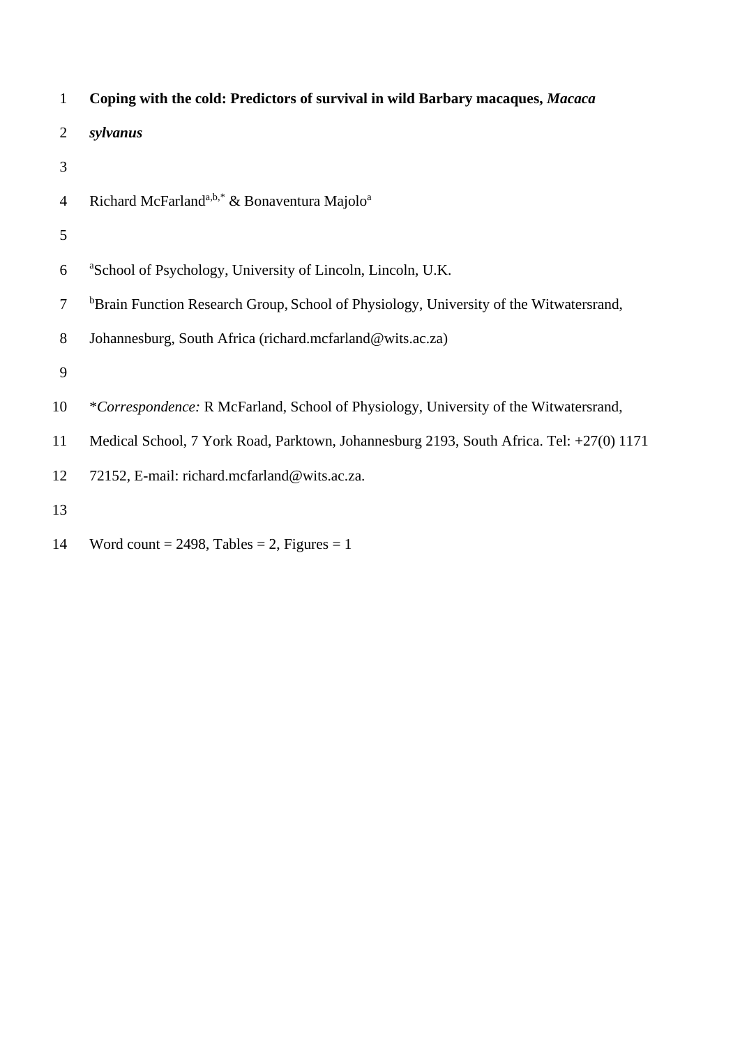# Coping with the cold: Predictors of survival in wild Barbary macaques, *Macaca sylvanus*

Richard McFarland[a,b,*] & Bonaventura Majolo[a]

[a]School of Psychology, University of Lincoln, Lincoln, U.K.

[b]Brain Function Research Group, School of Physiology, University of the Witwatersrand, Johannesburg, South Africa (richard.mcfarland@wits.ac.za)

*\*Correspondence:* R McFarland, School of Physiology, University of the Witwatersrand, Medical School, 7 York Road, Parktown, Johannesburg 2193, South Africa. Tel: +27(0) 1171 72152, E-mail: richard.mcfarland@wits.ac.za.

Word count = 2498, Tables = 2, Figures = 1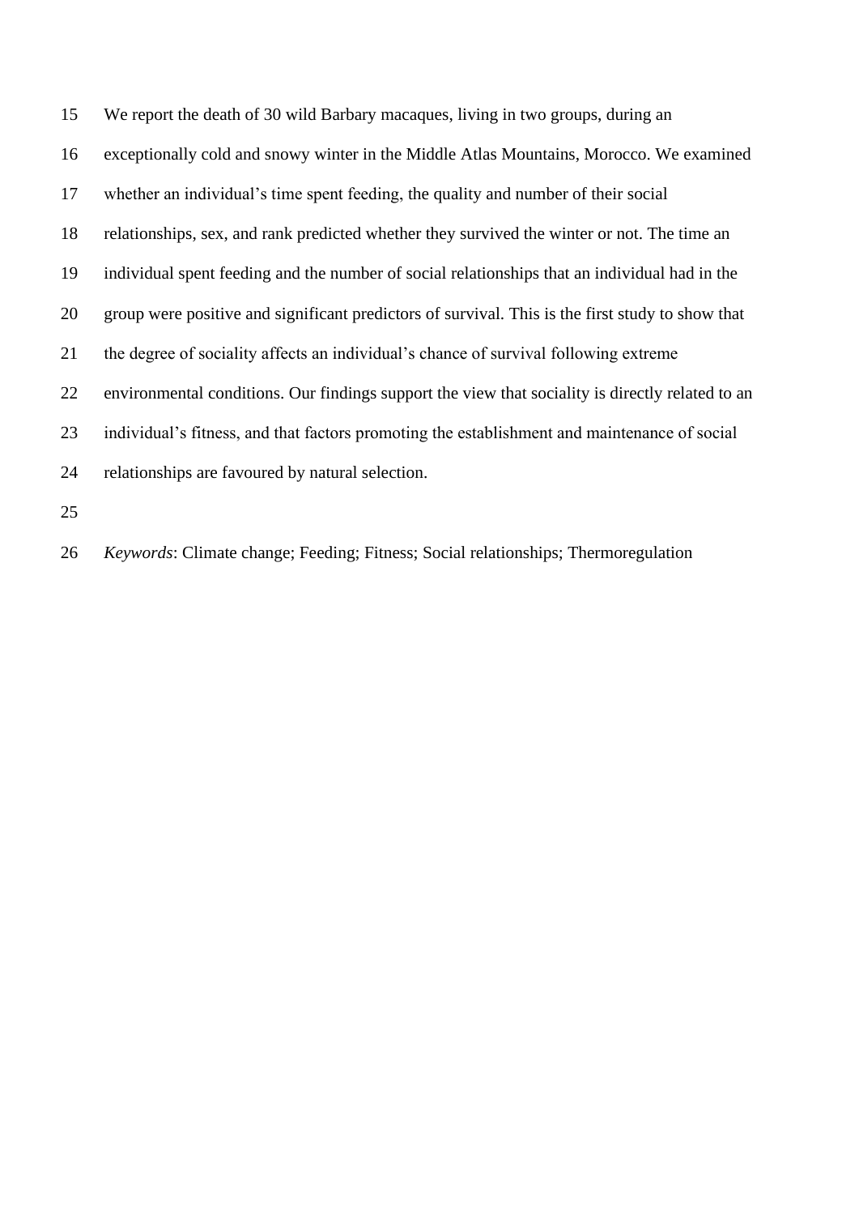We report the death of 30 wild Barbary macaques, living in two groups, during an exceptionally cold and snowy winter in the Middle Atlas Mountains, Morocco. We examined whether an individual's time spent feeding, the quality and number of their social relationships, sex, and rank predicted whether they survived the winter or not. The time an individual spent feeding and the number of social relationships that an individual had in the group were positive and significant predictors of survival. This is the first study to show that the degree of sociality affects an individual's chance of survival following extreme environmental conditions. Our findings support the view that sociality is directly related to an individual's fitness, and that factors promoting the establishment and maintenance of social relationships are favoured by natural selection.

*Keywords*: Climate change; Feeding; Fitness; Social relationships; Thermoregulation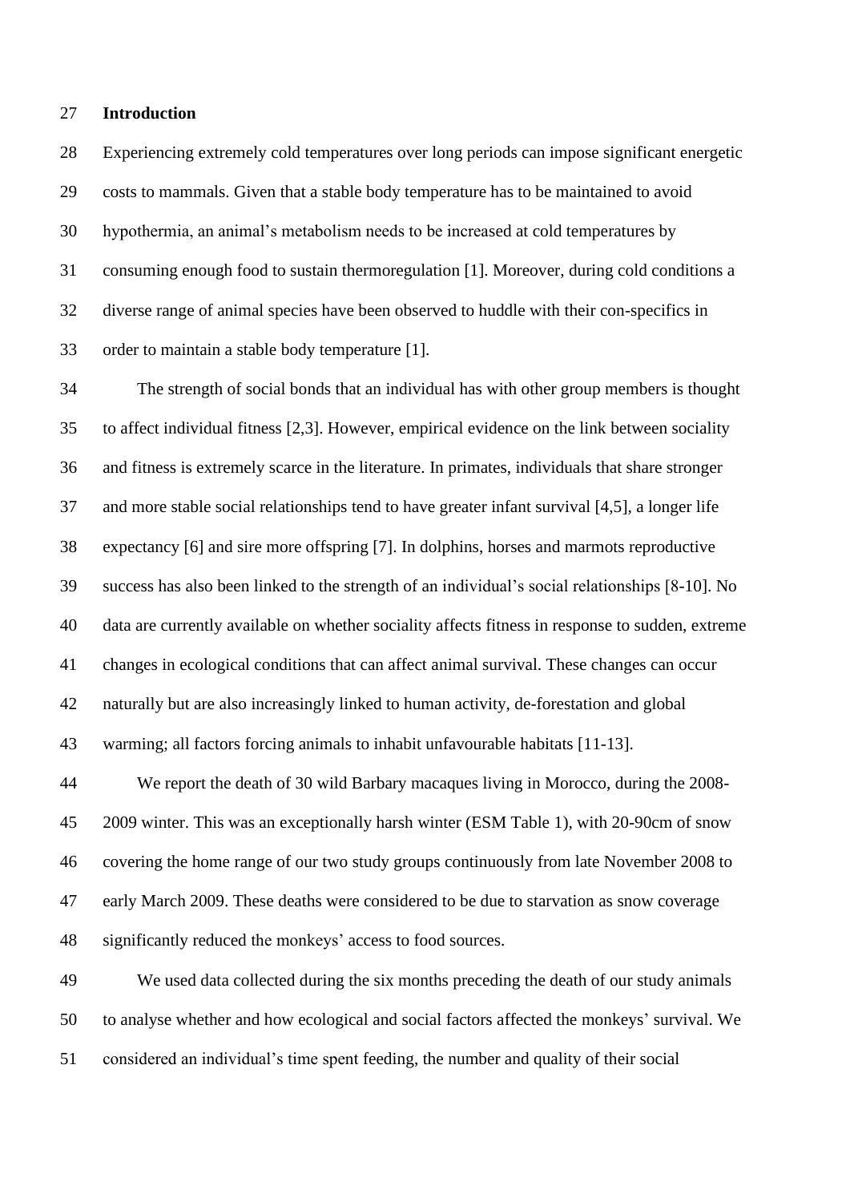## Introduction

Experiencing extremely cold temperatures over long periods can impose significant energetic costs to mammals. Given that a stable body temperature has to be maintained to avoid hypothermia, an animal's metabolism needs to be increased at cold temperatures by consuming enough food to sustain thermoregulation [1]. Moreover, during cold conditions a diverse range of animal species have been observed to huddle with their con-specifics in order to maintain a stable body temperature [1].

The strength of social bonds that an individual has with other group members is thought to affect individual fitness [2,3]. However, empirical evidence on the link between sociality and fitness is extremely scarce in the literature. In primates, individuals that share stronger and more stable social relationships tend to have greater infant survival [4,5], a longer life expectancy [6] and sire more offspring [7]. In dolphins, horses and marmots reproductive success has also been linked to the strength of an individual's social relationships [8-10]. No data are currently available on whether sociality affects fitness in response to sudden, extreme changes in ecological conditions that can affect animal survival. These changes can occur naturally but are also increasingly linked to human activity, de-forestation and global warming; all factors forcing animals to inhabit unfavourable habitats [11-13].

We report the death of 30 wild Barbary macaques living in Morocco, during the 2008-2009 winter. This was an exceptionally harsh winter (ESM Table 1), with 20-90cm of snow covering the home range of our two study groups continuously from late November 2008 to early March 2009. These deaths were considered to be due to starvation as snow coverage significantly reduced the monkeys' access to food sources.

We used data collected during the six months preceding the death of our study animals to analyse whether and how ecological and social factors affected the monkeys' survival. We considered an individual's time spent feeding, the number and quality of their social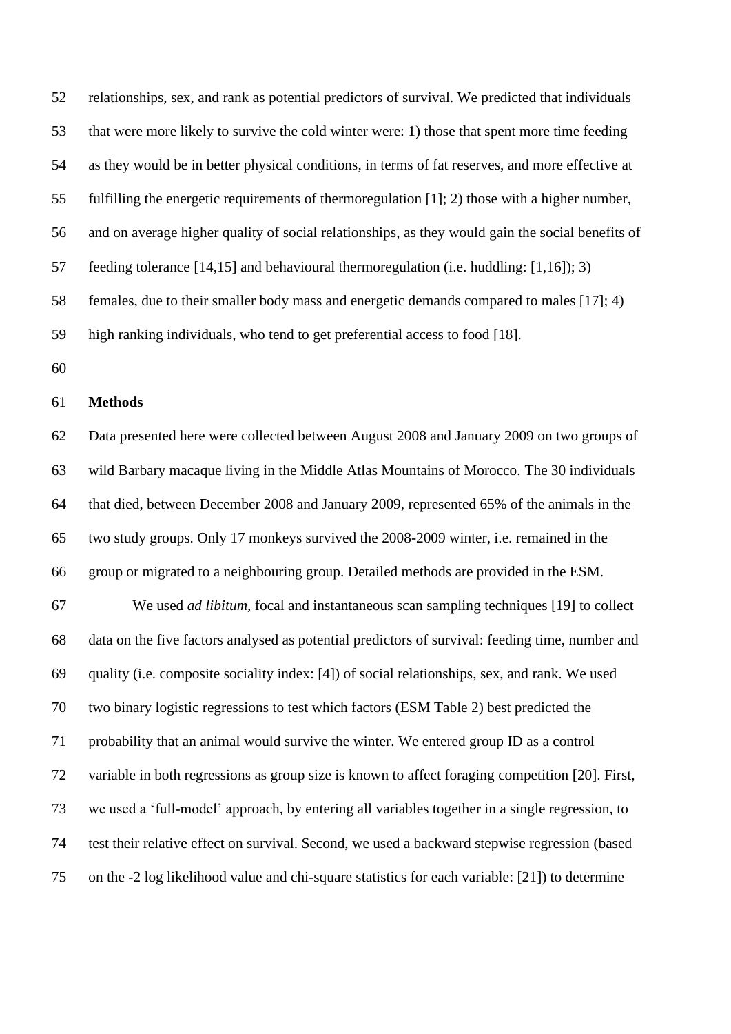relationships, sex, and rank as potential predictors of survival. We predicted that individuals that were more likely to survive the cold winter were: 1) those that spent more time feeding as they would be in better physical conditions, in terms of fat reserves, and more effective at fulfilling the energetic requirements of thermoregulation [1]; 2) those with a higher number, and on average higher quality of social relationships, as they would gain the social benefits of feeding tolerance [14,15] and behavioural thermoregulation (i.e. huddling: [1,16]); 3) females, due to their smaller body mass and energetic demands compared to males [17]; 4) high ranking individuals, who tend to get preferential access to food [18].

## Methods

Data presented here were collected between August 2008 and January 2009 on two groups of wild Barbary macaque living in the Middle Atlas Mountains of Morocco. The 30 individuals that died, between December 2008 and January 2009, represented 65% of the animals in the two study groups. Only 17 monkeys survived the 2008-2009 winter, i.e. remained in the group or migrated to a neighbouring group. Detailed methods are provided in the ESM.

We used *ad libitum*, focal and instantaneous scan sampling techniques [19] to collect data on the five factors analysed as potential predictors of survival: feeding time, number and quality (i.e. composite sociality index: [4]) of social relationships, sex, and rank. We used two binary logistic regressions to test which factors (ESM Table 2) best predicted the probability that an animal would survive the winter. We entered group ID as a control variable in both regressions as group size is known to affect foraging competition [20]. First, we used a 'full-model' approach, by entering all variables together in a single regression, to test their relative effect on survival. Second, we used a backward stepwise regression (based on the -2 log likelihood value and chi-square statistics for each variable: [21]) to determine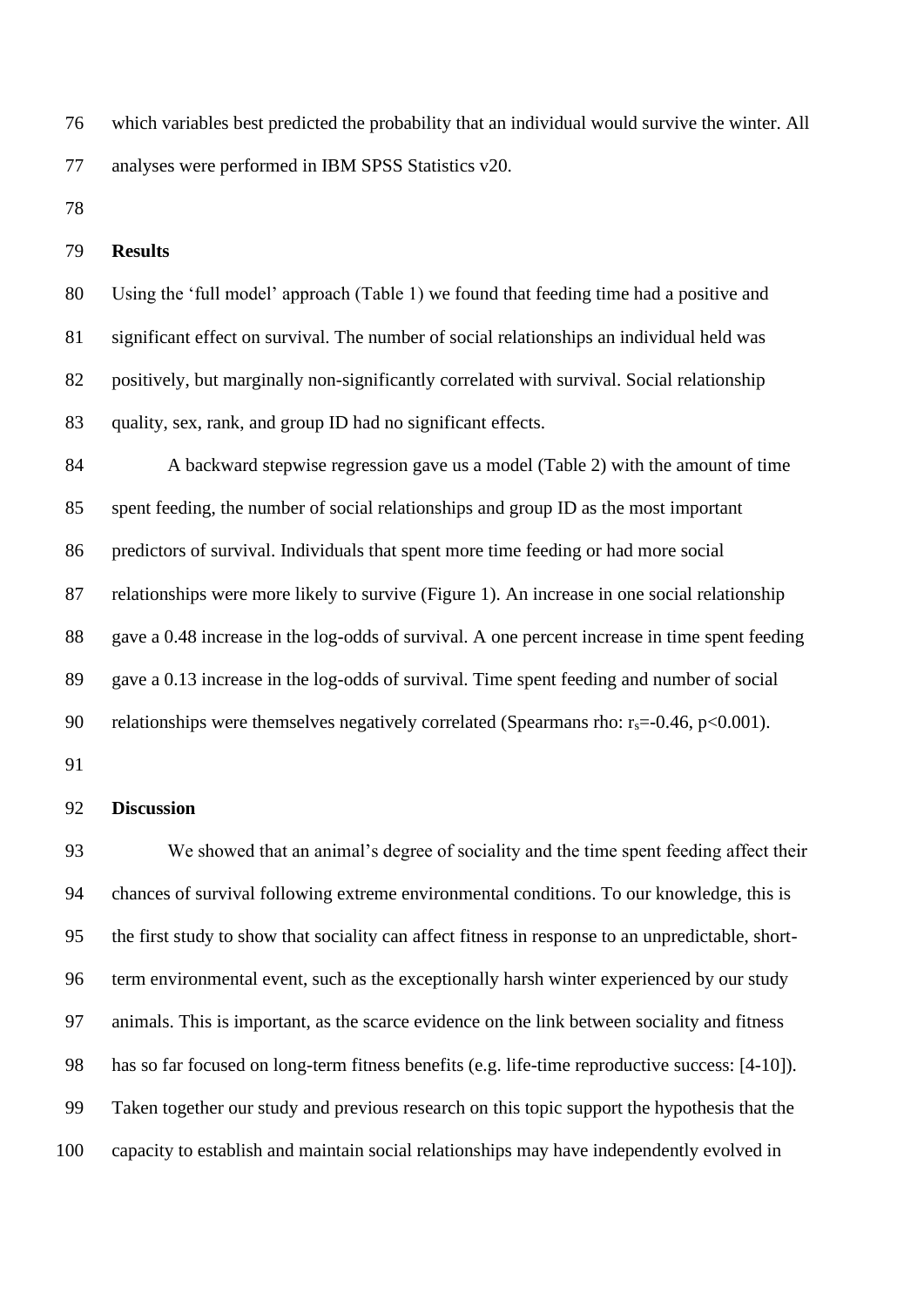which variables best predicted the probability that an individual would survive the winter. All analyses were performed in IBM SPSS Statistics v20.

## Results

Using the 'full model' approach (Table 1) we found that feeding time had a positive and significant effect on survival. The number of social relationships an individual held was positively, but marginally non-significantly correlated with survival. Social relationship quality, sex, rank, and group ID had no significant effects.

A backward stepwise regression gave us a model (Table 2) with the amount of time spent feeding, the number of social relationships and group ID as the most important predictors of survival. Individuals that spent more time feeding or had more social relationships were more likely to survive (Figure 1). An increase in one social relationship gave a 0.48 increase in the log-odds of survival. A one percent increase in time spent feeding gave a 0.13 increase in the log-odds of survival. Time spent feeding and number of social relationships were themselves negatively correlated (Spearmans rho: $r_s$=-0.46, $p<0.001$).

## Discussion

We showed that an animal's degree of sociality and the time spent feeding affect their chances of survival following extreme environmental conditions. To our knowledge, this is the first study to show that sociality can affect fitness in response to an unpredictable, short-term environmental event, such as the exceptionally harsh winter experienced by our study animals. This is important, as the scarce evidence on the link between sociality and fitness has so far focused on long-term fitness benefits (e.g. life-time reproductive success: [4-10]). Taken together our study and previous research on this topic support the hypothesis that the capacity to establish and maintain social relationships may have independently evolved in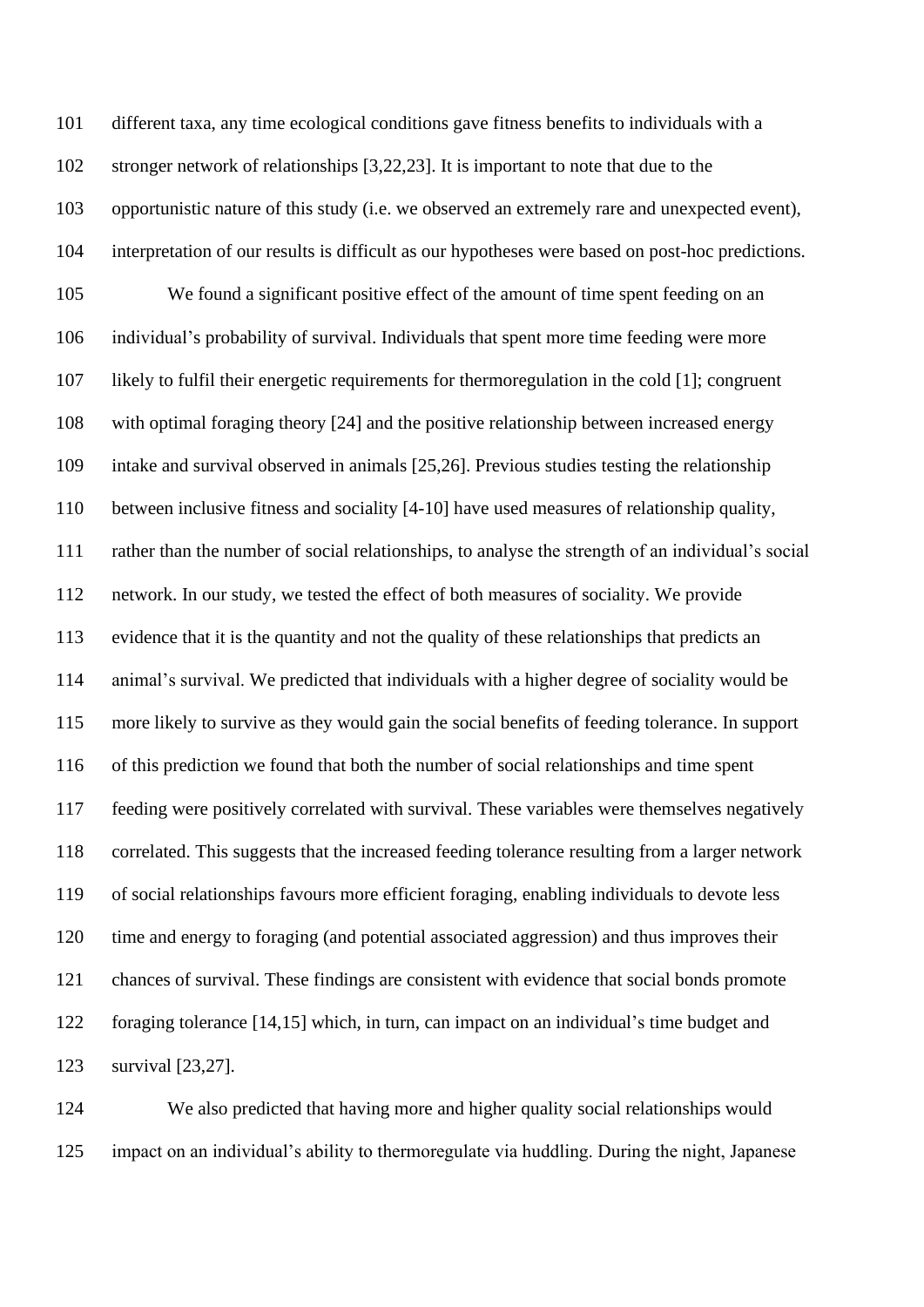different taxa, any time ecological conditions gave fitness benefits to individuals with a stronger network of relationships [3,22,23]. It is important to note that due to the opportunistic nature of this study (i.e. we observed an extremely rare and unexpected event), interpretation of our results is difficult as our hypotheses were based on post-hoc predictions.

We found a significant positive effect of the amount of time spent feeding on an individual's probability of survival. Individuals that spent more time feeding were more likely to fulfil their energetic requirements for thermoregulation in the cold [1]; congruent with optimal foraging theory [24] and the positive relationship between increased energy intake and survival observed in animals [25,26]. Previous studies testing the relationship between inclusive fitness and sociality [4-10] have used measures of relationship quality, rather than the number of social relationships, to analyse the strength of an individual's social network. In our study, we tested the effect of both measures of sociality. We provide evidence that it is the quantity and not the quality of these relationships that predicts an animal's survival. We predicted that individuals with a higher degree of sociality would be more likely to survive as they would gain the social benefits of feeding tolerance. In support of this prediction we found that both the number of social relationships and time spent feeding were positively correlated with survival. These variables were themselves negatively correlated. This suggests that the increased feeding tolerance resulting from a larger network of social relationships favours more efficient foraging, enabling individuals to devote less time and energy to foraging (and potential associated aggression) and thus improves their chances of survival. These findings are consistent with evidence that social bonds promote foraging tolerance [14,15] which, in turn, can impact on an individual's time budget and survival [23,27].

We also predicted that having more and higher quality social relationships would impact on an individual's ability to thermoregulate via huddling. During the night, Japanese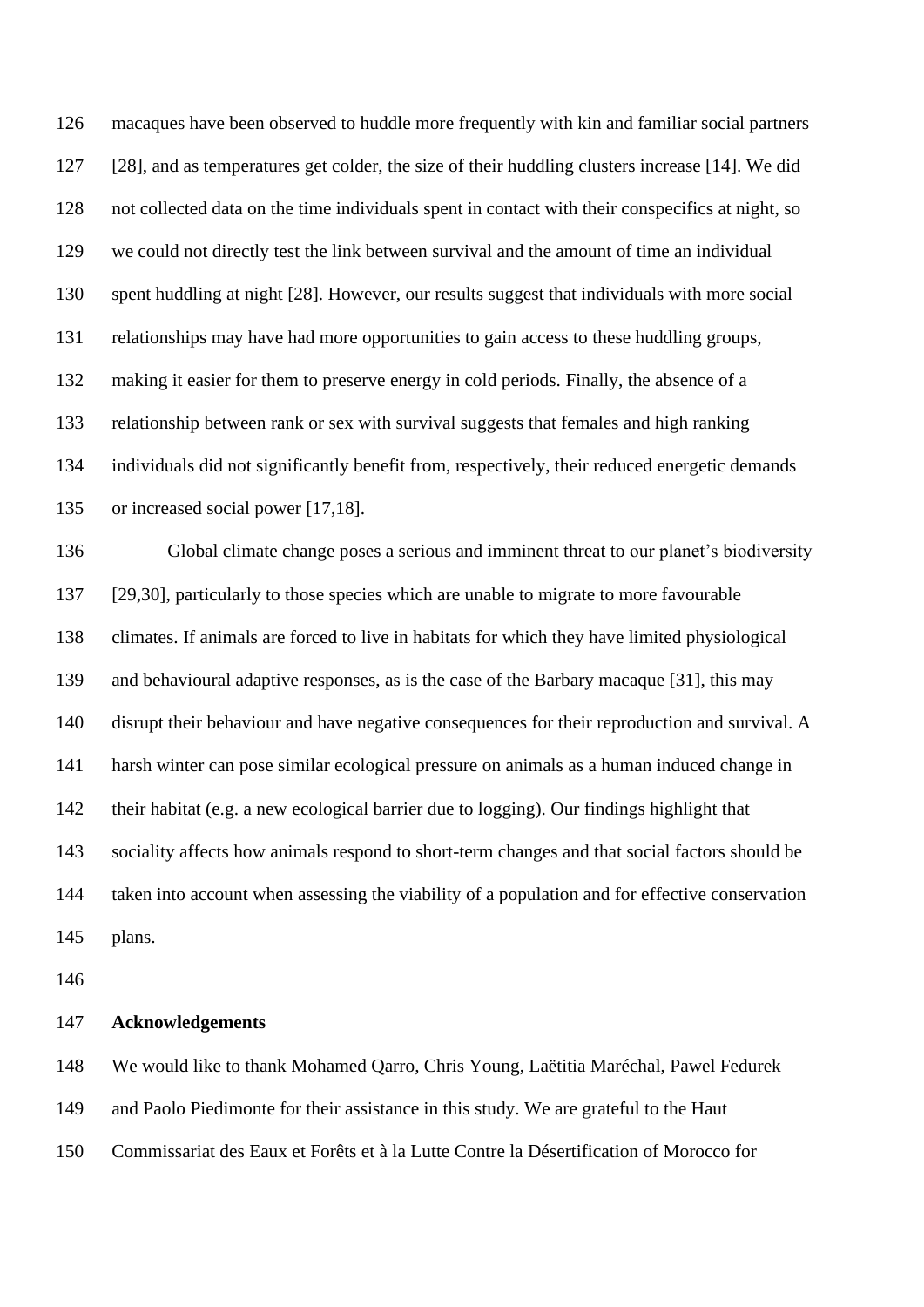macaques have been observed to huddle more frequently with kin and familiar social partners [28], and as temperatures get colder, the size of their huddling clusters increase [14]. We did not collected data on the time individuals spent in contact with their conspecifics at night, so we could not directly test the link between survival and the amount of time an individual spent huddling at night [28]. However, our results suggest that individuals with more social relationships may have had more opportunities to gain access to these huddling groups, making it easier for them to preserve energy in cold periods. Finally, the absence of a relationship between rank or sex with survival suggests that females and high ranking individuals did not significantly benefit from, respectively, their reduced energetic demands or increased social power [17,18].

Global climate change poses a serious and imminent threat to our planet's biodiversity [29,30], particularly to those species which are unable to migrate to more favourable climates. If animals are forced to live in habitats for which they have limited physiological and behavioural adaptive responses, as is the case of the Barbary macaque [31], this may disrupt their behaviour and have negative consequences for their reproduction and survival. A harsh winter can pose similar ecological pressure on animals as a human induced change in their habitat (e.g. a new ecological barrier due to logging). Our findings highlight that sociality affects how animals respond to short-term changes and that social factors should be taken into account when assessing the viability of a population and for effective conservation plans.

## Acknowledgements

We would like to thank Mohamed Qarro, Chris Young, Laëtitia Maréchal, Pawel Fedurek and Paolo Piedimonte for their assistance in this study. We are grateful to the Haut Commissariat des Eaux et Forêts et à la Lutte Contre la Désertification of Morocco for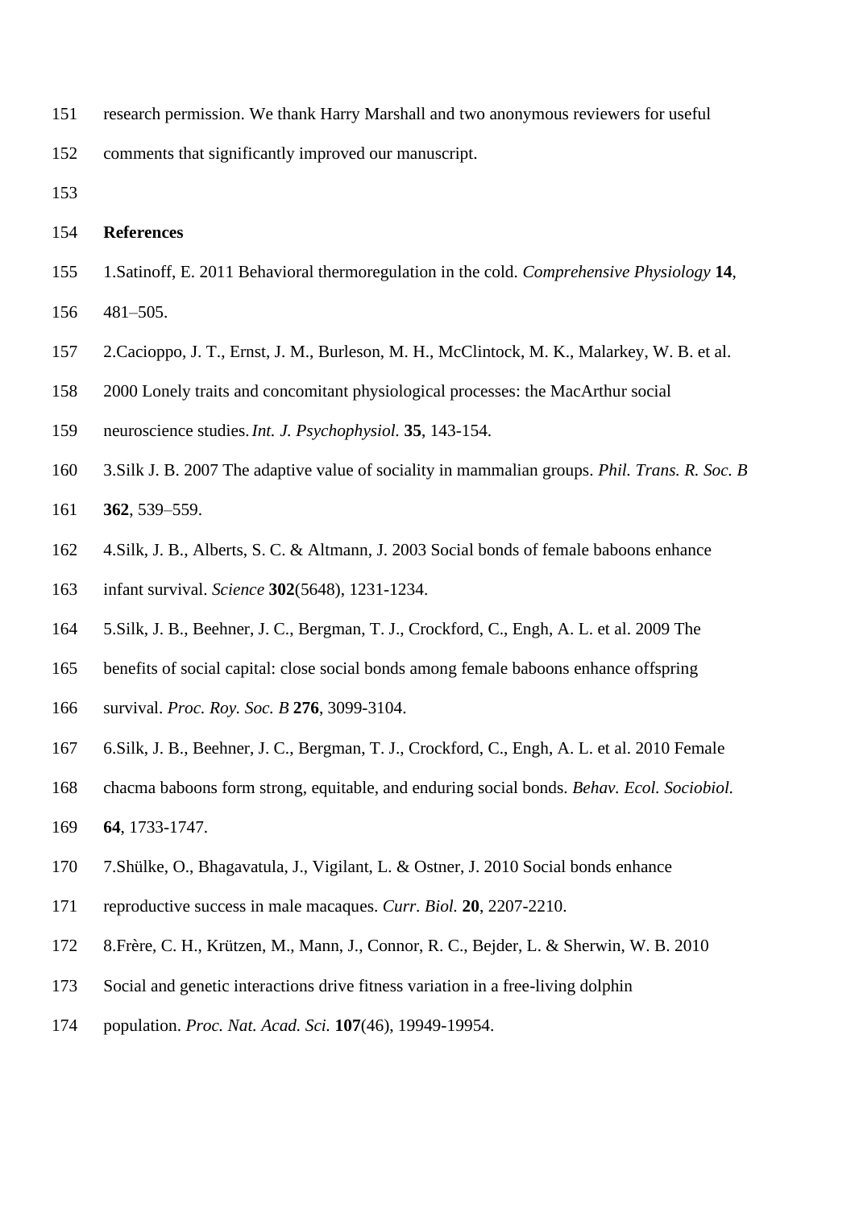research permission. We thank Harry Marshall and two anonymous reviewers for useful comments that significantly improved our manuscript.

## References

1.Satinoff, E. 2011 Behavioral thermoregulation in the cold. *Comprehensive Physiology* **14**, 481–505.

2.Cacioppo, J. T., Ernst, J. M., Burleson, M. H., McClintock, M. K., Malarkey, W. B. et al. 2000 Lonely traits and concomitant physiological processes: the MacArthur social neuroscience studies. *Int. J. Psychophysiol.* **35**, 143-154.

3.Silk J. B. 2007 The adaptive value of sociality in mammalian groups. *Phil. Trans. R. Soc. B* **362**, 539–559.

4.Silk, J. B., Alberts, S. C. & Altmann, J. 2003 Social bonds of female baboons enhance infant survival. *Science* **302**(5648), 1231-1234.

5.Silk, J. B., Beehner, J. C., Bergman, T. J., Crockford, C., Engh, A. L. et al. 2009 The benefits of social capital: close social bonds among female baboons enhance offspring survival. *Proc. Roy. Soc. B* **276**, 3099-3104.

6.Silk, J. B., Beehner, J. C., Bergman, T. J., Crockford, C., Engh, A. L. et al. 2010 Female chacma baboons form strong, equitable, and enduring social bonds. *Behav. Ecol. Sociobiol.* **64**, 1733-1747.

7.Shülke, O., Bhagavatula, J., Vigilant, L. & Ostner, J. 2010 Social bonds enhance reproductive success in male macaques. *Curr. Biol.* **20**, 2207-2210.

8.Frère, C. H., Krützen, M., Mann, J., Connor, R. C., Bejder, L. & Sherwin, W. B. 2010 Social and genetic interactions drive fitness variation in a free-living dolphin population. *Proc. Nat. Acad. Sci.* **107**(46), 19949-19954.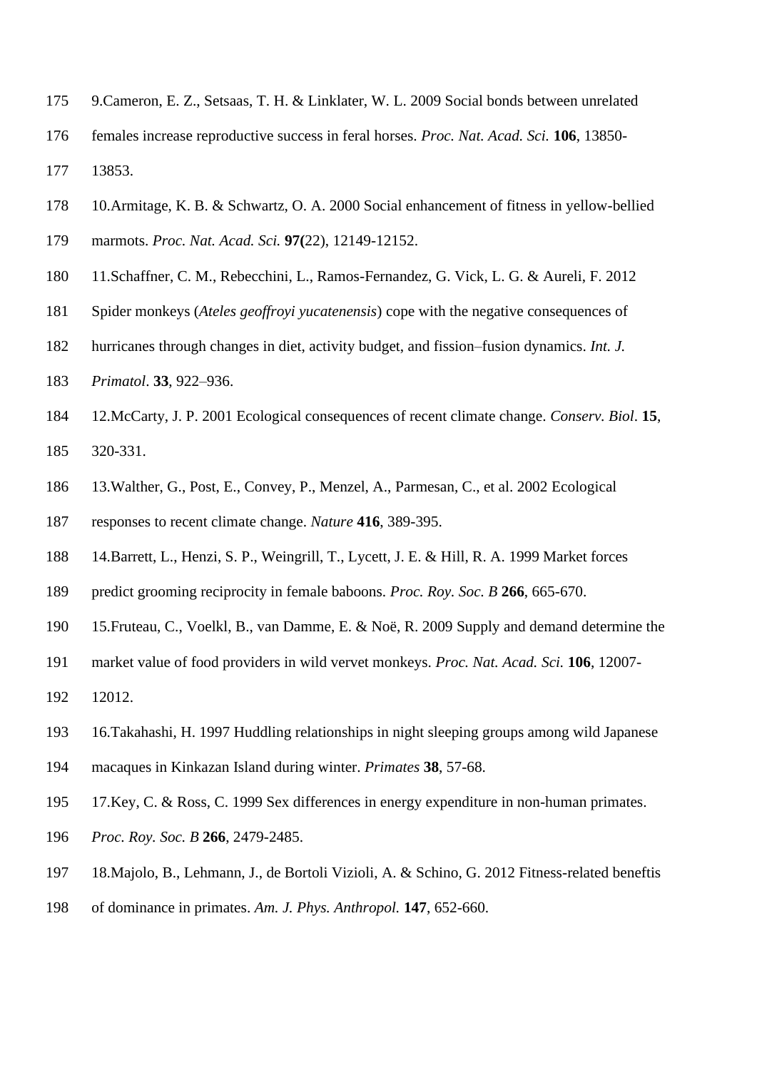9.Cameron, E. Z., Setsaas, T. H. & Linklater, W. L. 2009 Social bonds between unrelated females increase reproductive success in feral horses. *Proc. Nat. Acad. Sci.* **106**, 13850-13853.

10.Armitage, K. B. & Schwartz, O. A. 2000 Social enhancement of fitness in yellow-bellied marmots. *Proc. Nat. Acad. Sci.* **97(**22), 12149-12152.

11.Schaffner, C. M., Rebecchini, L., Ramos-Fernandez, G. Vick, L. G. & Aureli, F. 2012 Spider monkeys (*Ateles geoffroyi yucatenensis*) cope with the negative consequences of hurricanes through changes in diet, activity budget, and fission–fusion dynamics. *Int. J. Primatol*. **33**, 922–936.

12.McCarty, J. P. 2001 Ecological consequences of recent climate change. *Conserv. Biol*. **15**, 320-331.

13.Walther, G., Post, E., Convey, P., Menzel, A., Parmesan, C., et al. 2002 Ecological responses to recent climate change. *Nature* **416**, 389-395.

14.Barrett, L., Henzi, S. P., Weingrill, T., Lycett, J. E. & Hill, R. A. 1999 Market forces predict grooming reciprocity in female baboons. *Proc. Roy. Soc. B* **266**, 665-670.

15.Fruteau, C., Voelkl, B., van Damme, E. & Noë, R. 2009 Supply and demand determine the market value of food providers in wild vervet monkeys. *Proc. Nat. Acad. Sci.* **106**, 12007-12012.

16.Takahashi, H. 1997 Huddling relationships in night sleeping groups among wild Japanese macaques in Kinkazan Island during winter. *Primates* **38**, 57-68.

17.Key, C. & Ross, C. 1999 Sex differences in energy expenditure in non-human primates. *Proc. Roy. Soc. B* **266**, 2479-2485.

18.Majolo, B., Lehmann, J., de Bortoli Vizioli, A. & Schino, G. 2012 Fitness-related beneftis of dominance in primates. *Am. J. Phys. Anthropol.* **147**, 652-660.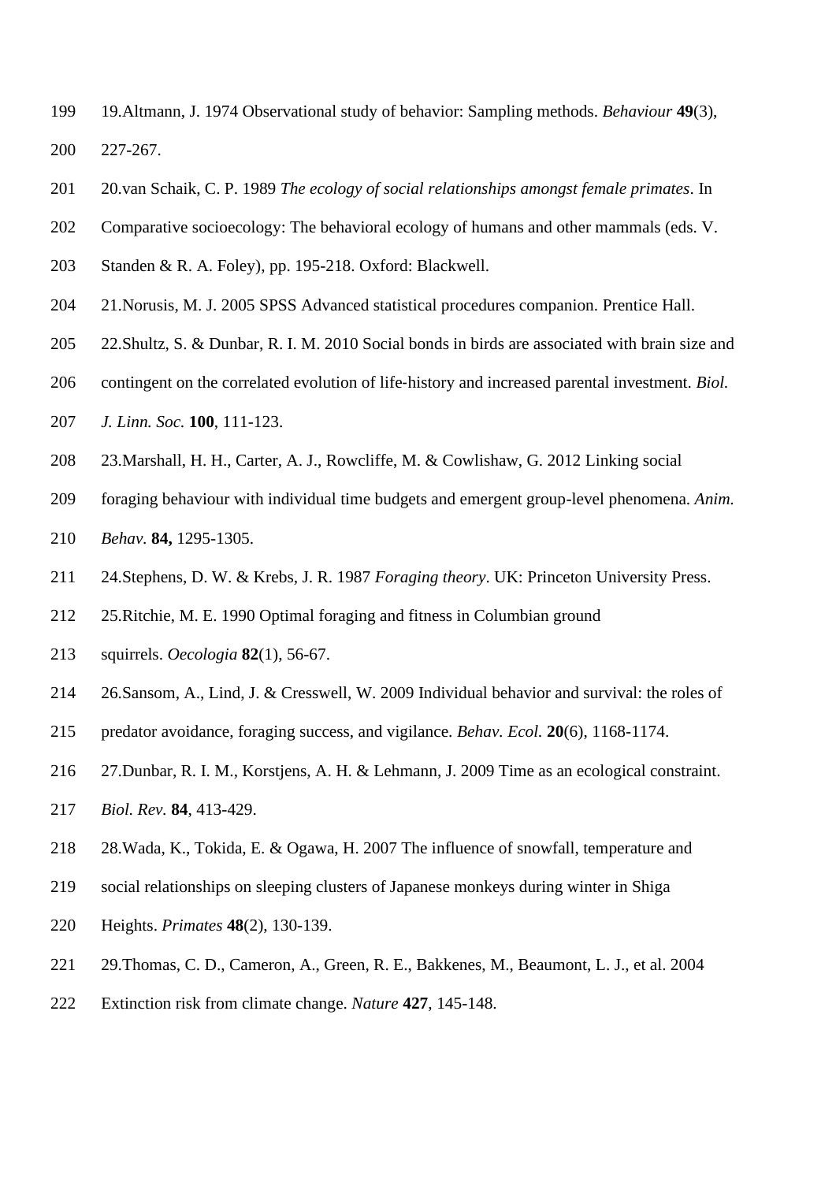19. Altmann, J. 1974 Observational study of behavior: Sampling methods. *Behaviour* **49**(3), 227-267.

20. van Schaik, C. P. 1989 *The ecology of social relationships amongst female primates*. In Comparative socioecology: The behavioral ecology of humans and other mammals (eds. V. Standen & R. A. Foley), pp. 195-218. Oxford: Blackwell.

21. Norusis, M. J. 2005 SPSS Advanced statistical procedures companion. Prentice Hall.

22. Shultz, S. & Dunbar, R. I. M. 2010 Social bonds in birds are associated with brain size and contingent on the correlated evolution of life-history and increased parental investment. *Biol. J. Linn. Soc.* **100**, 111-123.

23. Marshall, H. H., Carter, A. J., Rowcliffe, M. & Cowlishaw, G. 2012 Linking social foraging behaviour with individual time budgets and emergent group-level phenomena. *Anim. Behav.* **84,** 1295-1305.

24. Stephens, D. W. & Krebs, J. R. 1987 *Foraging theory*. UK: Princeton University Press.

25. Ritchie, M. E. 1990 Optimal foraging and fitness in Columbian ground squirrels. *Oecologia* **82**(1), 56-67.

26. Sansom, A., Lind, J. & Cresswell, W. 2009 Individual behavior and survival: the roles of predator avoidance, foraging success, and vigilance. *Behav. Ecol.* **20**(6), 1168-1174.

27. Dunbar, R. I. M., Korstjens, A. H. & Lehmann, J. 2009 Time as an ecological constraint. *Biol. Rev.* **84**, 413-429.

28. Wada, K., Tokida, E. & Ogawa, H. 2007 The influence of snowfall, temperature and social relationships on sleeping clusters of Japanese monkeys during winter in Shiga Heights. *Primates* **48**(2), 130-139.

29. Thomas, C. D., Cameron, A., Green, R. E., Bakkenes, M., Beaumont, L. J., et al. 2004 Extinction risk from climate change. *Nature* **427**, 145-148.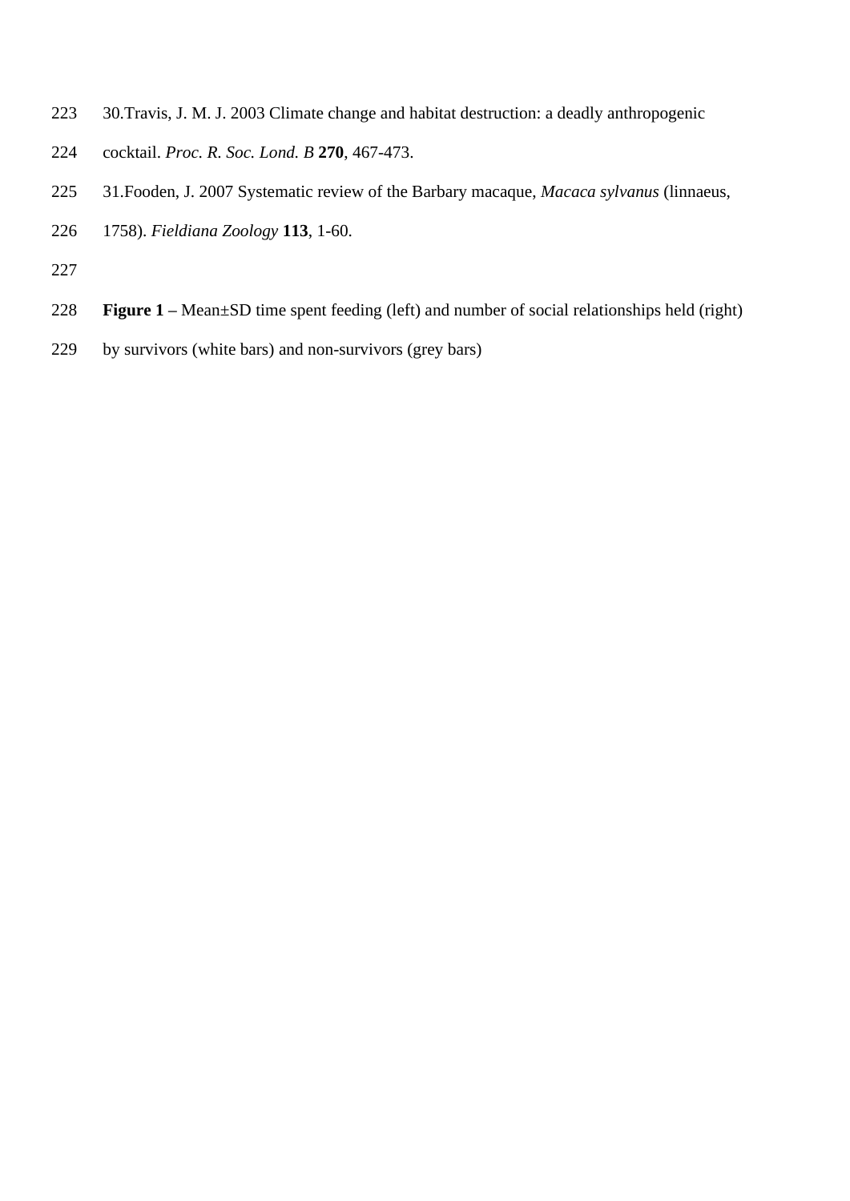30.Travis, J. M. J. 2003 Climate change and habitat destruction: a deadly anthropogenic cocktail. *Proc. R. Soc. Lond. B* **270**, 467-473.

31.Fooden, J. 2007 Systematic review of the Barbary macaque, *Macaca sylvanus* (linnaeus, 1758). *Fieldiana Zoology* **113**, 1-60.

**Figure 1** – Mean±SD time spent feeding (left) and number of social relationships held (right) by survivors (white bars) and non-survivors (grey bars)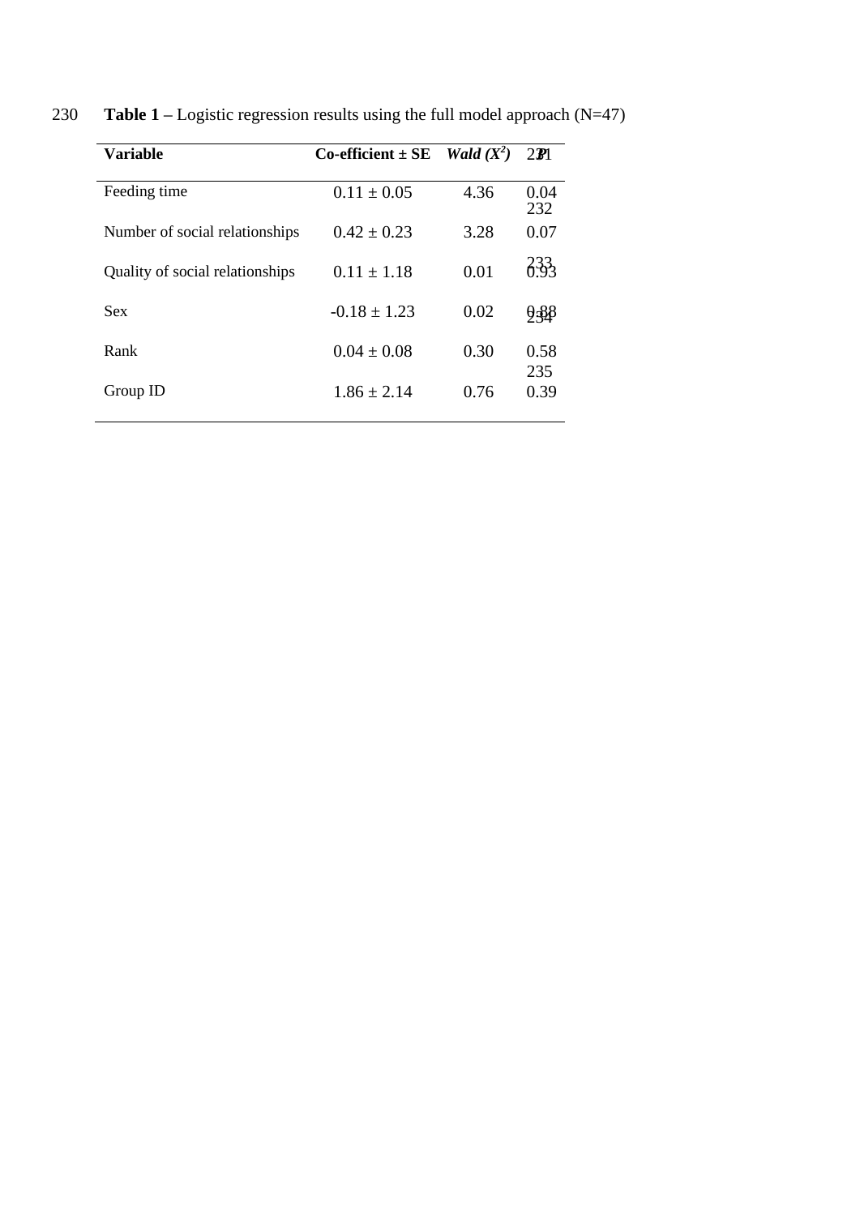**Table 1 –** Logistic regression results using the full model approach (N=47)

| **Variable** | **Co-efficient ± SE** | ***Wald ($X^2$)*** | ***P*** |
|---|---|---|---|
| Feeding time | 0.11 ± 0.05 | 4.36 | 0.04 |
| Number of social relationships | 0.42 ± 0.23 | 3.28 | 0.07 |
| Quality of social relationships | 0.11 ± 1.18 | 0.01 | 0.93 |
| Sex | -0.18 ± 1.23 | 0.02 | 0.88 |
| Rank | 0.04 ± 0.08 | 0.30 | 0.58 |
| Group ID | 1.86 ± 2.14 | 0.76 | 0.39 |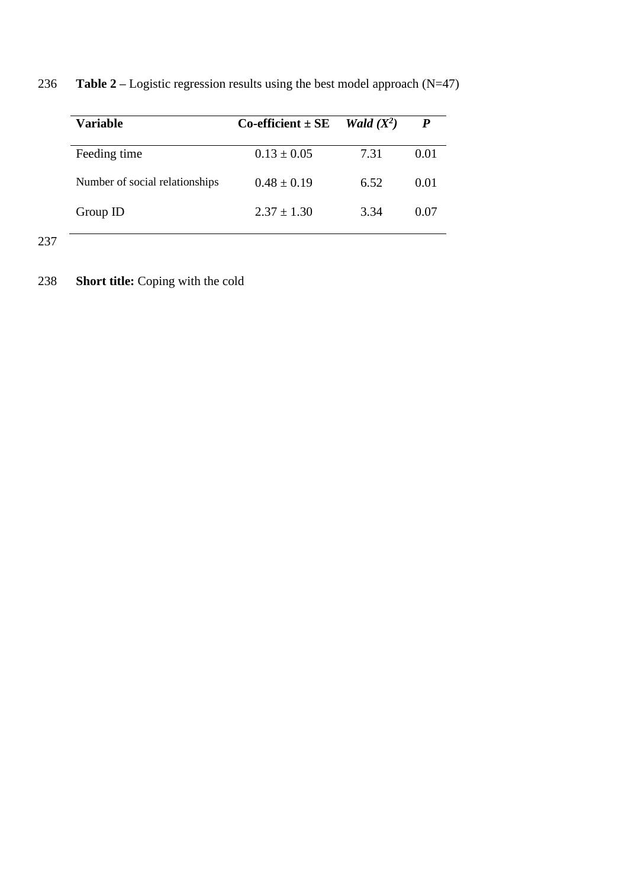**Table 2 –** Logistic regression results using the best model approach (N=47)

| Variable | Co-efficient ± SE | *Wald ($X^2$)* | *P* |
|---|---|---|---|
| Feeding time | 0.13 ± 0.05 | 7.31 | 0.01 |
| Number of social relationships | 0.48 ± 0.19 | 6.52 | 0.01 |
| Group ID | 2.37 ± 1.30 | 3.34 | 0.07 |

**Short title:** Coping with the cold